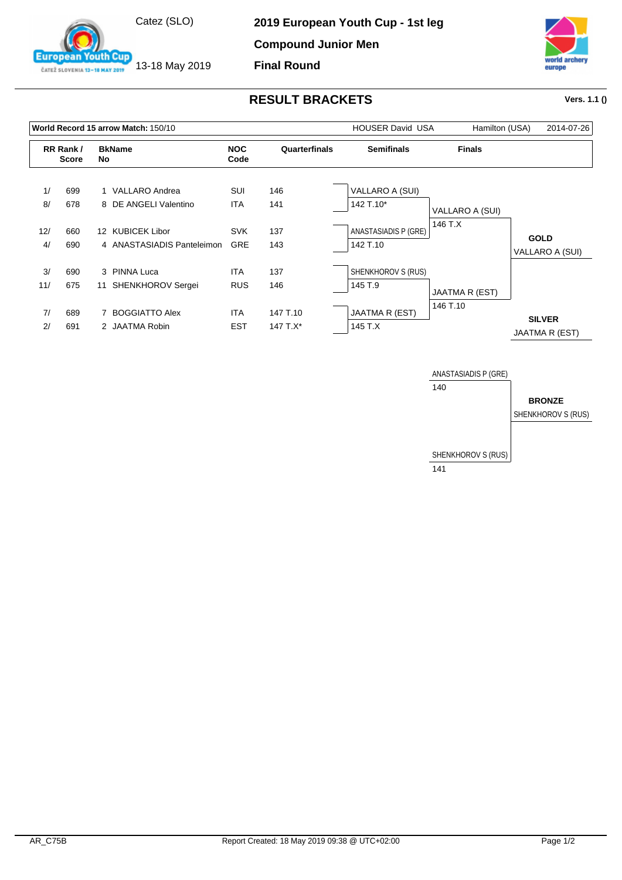Catez (SLO)

13-18 May 2019

**2019 European Youth Cup - 1st leg**

**Compound Junior Men**

**Final Round**

## RESULT BRACKETS

**Vers. 1.1 ()**

| **World Record 15 arrow Match:** 150/10 | HOUSER David USA | Hamilton (USA) | 2014-07-26 |
|---|---|---|---|

| RR Rank / Score | | BkName No | | NOC Code | Quarterfinals |
|---|---|---|---|---|---|
| 1/ | 699 | 1 | VALLARO Andrea | SUI | 146 |
| 8/ | 678 | 8 | DE ANGELI Valentino | ITA | 141 |
| 12/ | 660 | 12 | KUBICEK Libor | SVK | 137 |
| 4/ | 690 | 4 | ANASTASIADIS Panteleimon | GRE | 143 |
| 3/ | 690 | 3 | PINNA Luca | ITA | 137 |
| 11/ | 675 | 11 | SHENKHOROV Sergei | RUS | 146 |
| 7/ | 689 | 7 | BOGGIATTO Alex | ITA | 147 T.10 |
| 2/ | 691 | 2 | JAATMA Robin | EST | 147 T.X* |

**Semifinals**

| Athlete | Score |
|---|---|
| VALLARO A (SUI) | 142 T.10* |
| ANASTASIADIS P (GRE) | 142 T.10 |
| SHENKHOROV S (RUS) | 145 T.9 |
| JAATMA R (EST) | 145 T.X |

**Finals**

| Athlete | Score |
|---|---|
| VALLARO A (SUI) | 146 T.X |
| JAATMA R (EST) | 146 T.10 |

**GOLD**
VALLARO A (SUI)

**SILVER**
JAATMA R (EST)

**Bronze Match**

| Athlete | Score |
|---|---|
| ANASTASIADIS P (GRE) | 140 |
| SHENKHOROV S (RUS) | 141 |

**BRONZE**
SHENKHOROV S (RUS)

AR_C75B

Report Created: 18 May 2019 09:38 @ UTC+02:00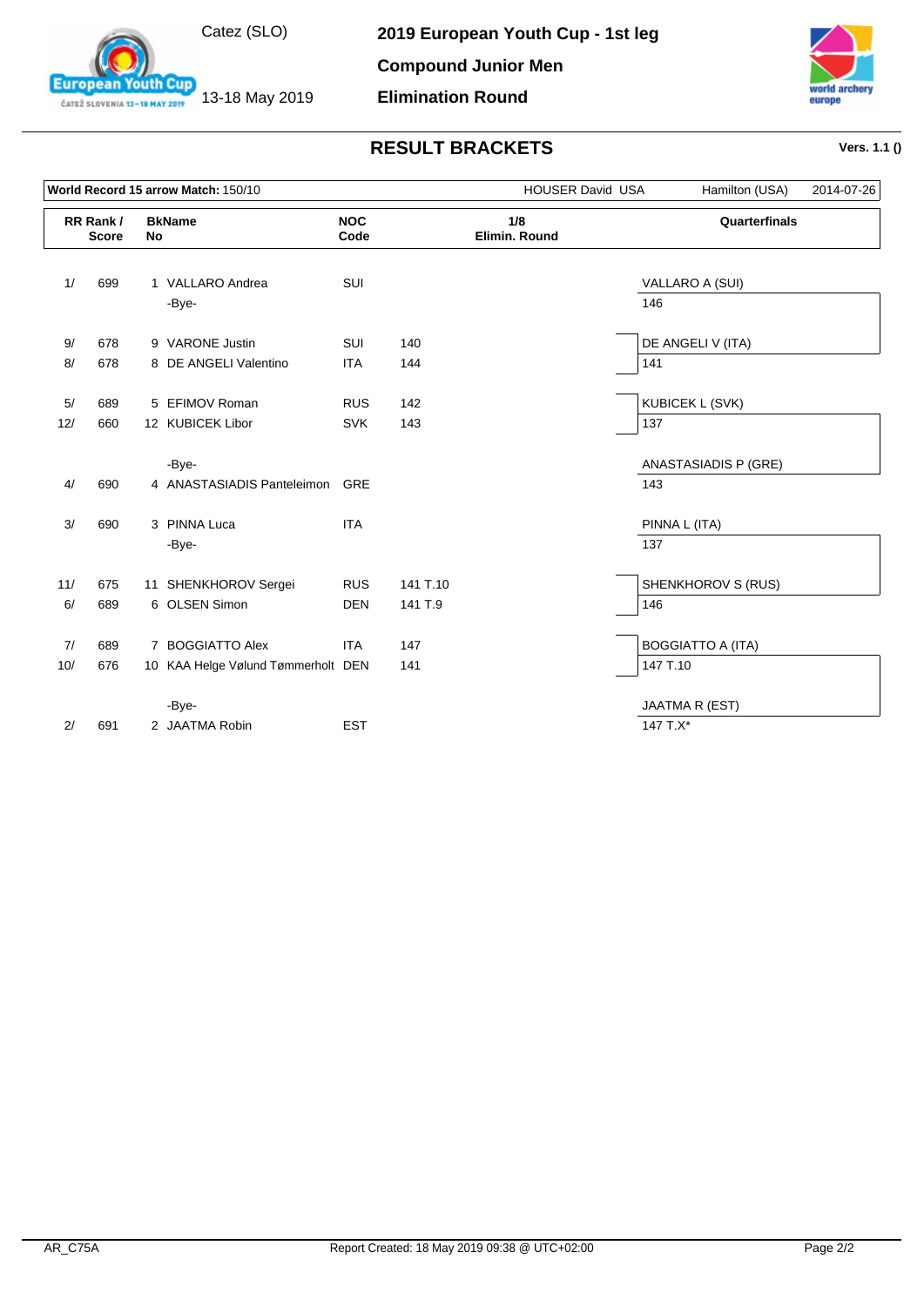Catez (SLO)

13-18 May 2019

**2019 European Youth Cup - 1st leg**

**Compound Junior Men**

**Elimination Round**

## RESULT BRACKETS

**Vers. 1.1 ()**

| World Record 15 arrow Match: 150/10 | HOUSER David USA | Hamilton (USA) | 2014-07-26 |
|---|---|---|---|

| RR Rank / | Score | BkNo | Name | NOC Code | 1/8 Elimin. Round | Quarterfinals |
|---|---|---|---|---|---|---|
| 1/ | 699 | 1 | VALLARO Andrea | SUI | | VALLARO A (SUI) |
| | | | -Bye- | | | 146 |
| 9/ | 678 | 9 | VARONE Justin | SUI | 140 | DE ANGELI V (ITA) |
| 8/ | 678 | 8 | DE ANGELI Valentino | ITA | 144 | 141 |
| 5/ | 689 | 5 | EFIMOV Roman | RUS | 142 | KUBICEK L (SVK) |
| 12/ | 660 | 12 | KUBICEK Libor | SVK | 143 | 137 |
| | | | -Bye- | | | ANASTASIADIS P (GRE) |
| 4/ | 690 | 4 | ANASTASIADIS Panteleimon | GRE | | 143 |
| 3/ | 690 | 3 | PINNA Luca | ITA | | PINNA L (ITA) |
| | | | -Bye- | | | 137 |
| 11/ | 675 | 11 | SHENKHOROV Sergei | RUS | 141 T.10 | SHENKHOROV S (RUS) |
| 6/ | 689 | 6 | OLSEN Simon | DEN | 141 T.9 | 146 |
| 7/ | 689 | 7 | BOGGIATTO Alex | ITA | 147 | BOGGIATTO A (ITA) |
| 10/ | 676 | 10 | KAA Helge Vølund Tømmerholt | DEN | 141 | 147 T.10 |
| | | | -Bye- | | | JAATMA R (EST) |
| 2/ | 691 | 2 | JAATMA Robin | EST | | 147 T.X* |

AR_C75A

Report Created: 18 May 2019 09:38 @ UTC+02:00